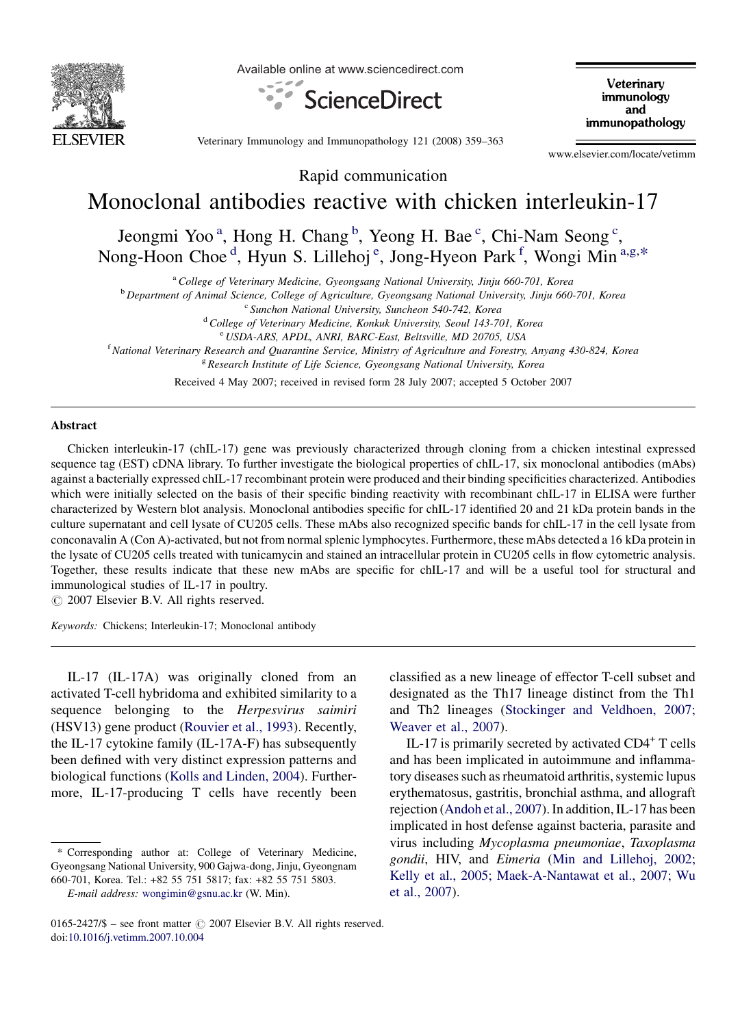Rapid communication

# Monoclonal antibodies reactive with chicken interleukin-17

Jeongmi Yoo [a], Hong H. Chang [b], Yeong H. Bae [c], Chi-Nam Seong [c], Nong-Hoon Choe [d], Hyun S. Lillehoj [e], Jong-Hyeon Park [f], Wongi Min [a,g,*]

[a] College of Veterinary Medicine, Gyeongsang National University, Jinju 660-701, Korea
[b] Department of Animal Science, College of Agriculture, Gyeongsang National University, Jinju 660-701, Korea
[c] Sunchon National University, Suncheon 540-742, Korea
[d] College of Veterinary Medicine, Konkuk University, Seoul 143-701, Korea
[e] USDA-ARS, APDL, ANRI, BARC-East, Beltsville, MD 20705, USA
[f] National Veterinary Research and Quarantine Service, Ministry of Agriculture and Forestry, Anyang 430-824, Korea
[g] Research Institute of Life Science, Gyeongsang National University, Korea

Received 4 May 2007; received in revised form 28 July 2007; accepted 5 October 2007

## Abstract

Chicken interleukin-17 (chIL-17) gene was previously characterized through cloning from a chicken intestinal expressed sequence tag (EST) cDNA library. To further investigate the biological properties of chIL-17, six monoclonal antibodies (mAbs) against a bacterially expressed chIL-17 recombinant protein were produced and their binding specificities characterized. Antibodies which were initially selected on the basis of their specific binding reactivity with recombinant chIL-17 in ELISA were further characterized by Western blot analysis. Monoclonal antibodies specific for chIL-17 identified 20 and 21 kDa protein bands in the culture supernatant and cell lysate of CU205 cells. These mAbs also recognized specific bands for chIL-17 in the cell lysate from conconavalin A (Con A)-activated, but not from normal splenic lymphocytes. Furthermore, these mAbs detected a 16 kDa protein in the lysate of CU205 cells treated with tunicamycin and stained an intracellular protein in CU205 cells in flow cytometric analysis. Together, these results indicate that these new mAbs are specific for chIL-17 and will be a useful tool for structural and immunological studies of IL-17 in poultry.

© 2007 Elsevier B.V. All rights reserved.

*Keywords:* Chickens; Interleukin-17; Monoclonal antibody

IL-17 (IL-17A) was originally cloned from an activated T-cell hybridoma and exhibited similarity to a sequence belonging to the *Herpesvirus saimiri* (HSV13) gene product (Rouvier et al., 1993). Recently, the IL-17 cytokine family (IL-17A-F) has subsequently been defined with very distinct expression patterns and biological functions (Kolls and Linden, 2004). Furthermore, IL-17-producing T cells have recently been classified as a new lineage of effector T-cell subset and designated as the Th17 lineage distinct from the Th1 and Th2 lineages (Stockinger and Veldhoen, 2007; Weaver et al., 2007).

IL-17 is primarily secreted by activated $CD4^{+}$ T cells and has been implicated in autoimmune and inflammatory diseases such as rheumatoid arthritis, systemic lupus erythematosus, gastritis, bronchial asthma, and allograft rejection (Andoh et al., 2007). In addition, IL-17 has been implicated in host defense against bacteria, parasite and virus including *Mycoplasma pneumoniae*, *Taxoplasma gondii*, HIV, and *Eimeria* (Min and Lillehoj, 2002; Kelly et al., 2005; Maek-A-Nantawat et al., 2007; Wu et al., 2007).

* Corresponding author at: College of Veterinary Medicine, Gyeongsang National University, 900 Gajwa-dong, Jinju, Gyeongnam 660-701, Korea. Tel.: +82 55 751 5817; fax: +82 55 751 5803.
*E-mail address:* wongimin@gsnu.ac.kr (W. Min).

0165-2427/$ – see front matter © 2007 Elsevier B.V. All rights reserved.
doi:10.1016/j.vetimm.2007.10.004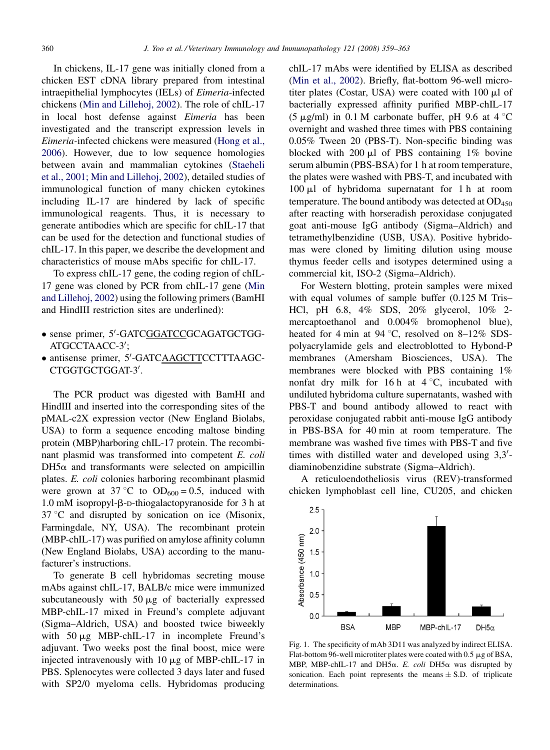In chickens, IL-17 gene was initially cloned from a chicken EST cDNA library prepared from intestinal intraepithelial lymphocytes (IELs) of *Eimeria*-infected chickens (Min and Lillehoj, 2002). The role of chIL-17 in local host defense against *Eimeria* has been investigated and the transcript expression levels in *Eimeria*-infected chickens were measured (Hong et al., 2006). However, due to low sequence homologies between avain and mammalian cytokines (Staeheli et al., 2001; Min and Lillehoj, 2002), detailed studies of immunological function of many chicken cytokines including IL-17 are hindered by lack of specific immunological reagents. Thus, it is necessary to generate antibodies which are specific for chIL-17 that can be used for the detection and functional studies of chIL-17. In this paper, we describe the development and characteristics of mouse mAbs specific for chIL-17.

To express chIL-17 gene, the coding region of chIL-17 gene was cloned by PCR from chIL-17 gene (Min and Lillehoj, 2002) using the following primers (BamHI and HindIII restriction sites are underlined):

- sense primer, 5′-GATC<u>GGATCC</u>GCAGATGCTGGATGCCTAACC-3′;
- antisense primer, 5′-GATC<u>AAGCTT</u>CCTTTAAGCCTGGTGCTGGAT-3′.

The PCR product was digested with BamHI and HindIII and inserted into the corresponding sites of the pMAL-c2X expression vector (New England Biolabs, USA) to form a sequence encoding maltose binding protein (MBP)harboring chIL-17 protein. The recombinant plasmid was transformed into competent *E. coli* DH5α and transformants were selected on ampicillin plates. *E. coli* colonies harboring recombinant plasmid were grown at 37 °C to $OD_{600} = 0.5$, induced with 1.0 mM isopropyl-β-D-thiogalactopyranoside for 3 h at 37 °C and disrupted by sonication on ice (Misonix, Farmingdale, NY, USA). The recombinant protein (MBP-chIL-17) was purified on amylose affinity column (New England Biolabs, USA) according to the manufacturer's instructions.

To generate B cell hybridomas secreting mouse mAbs against chIL-17, BALB/c mice were immunized subcutaneously with 50 μg of bacterially expressed MBP-chIL-17 mixed in Freund's complete adjuvant (Sigma–Aldrich, USA) and boosted twice biweekly with 50 μg MBP-chIL-17 in incomplete Freund's adjuvant. Two weeks post the final boost, mice were injected intravenously with 10 μg of MBP-chIL-17 in PBS. Splenocytes were collected 3 days later and fused with SP2/0 myeloma cells. Hybridomas producing chIL-17 mAbs were identified by ELISA as described (Min et al., 2002). Briefly, flat-bottom 96-well microtiter plates (Costar, USA) were coated with 100 μl of bacterially expressed affinity purified MBP-chIL-17 (5 μg/ml) in 0.1 M carbonate buffer, pH 9.6 at 4 °C overnight and washed three times with PBS containing 0.05% Tween 20 (PBS-T). Non-specific binding was blocked with 200 μl of PBS containing 1% bovine serum albumin (PBS-BSA) for 1 h at room temperature, the plates were washed with PBS-T, and incubated with 100 μl of hybridoma supernatant for 1 h at room temperature. The bound antibody was detected at $OD_{450}$ after reacting with horseradish peroxidase conjugated goat anti-mouse IgG antibody (Sigma–Aldrich) and tetramethylbenzidine (USB, USA). Positive hybridomas were cloned by limiting dilution using mouse thymus feeder cells and isotypes determined using a commercial kit, ISO-2 (Sigma–Aldrich).

For Western blotting, protein samples were mixed with equal volumes of sample buffer (0.125 M Tris–HCl, pH 6.8, 4% SDS, 20% glycerol, 10% 2-mercaptoethanol and 0.004% bromophenol blue), heated for 4 min at 94 °C, resolved on 8–12% SDS-polyacrylamide gels and electroblotted to Hybond-P membranes (Amersham Biosciences, USA). The membranes were blocked with PBS containing 1% nonfat dry milk for 16 h at 4 °C, incubated with undiluted hybridoma culture supernatants, washed with PBS-T and bound antibody allowed to react with peroxidase conjugated rabbit anti-mouse IgG antibody in PBS-BSA for 40 min at room temperature. The membrane was washed five times with PBS-T and five times with distilled water and developed using 3,3′-diaminobenzidine substrate (Sigma–Aldrich).

A reticuloendotheliosis virus (REV)-transformed chicken lymphoblast cell line, CU205, and chicken

Fig. 1. The specificity of mAb 3D11 was analyzed by indirect ELISA. Flat-bottom 96-well microtiter plates were coated with 0.5 μg of BSA, MBP, MBP-chIL-17 and DH5α. *E. coli* DH5α was disrupted by sonication. Each point represents the means ± S.D. of triplicate determinations.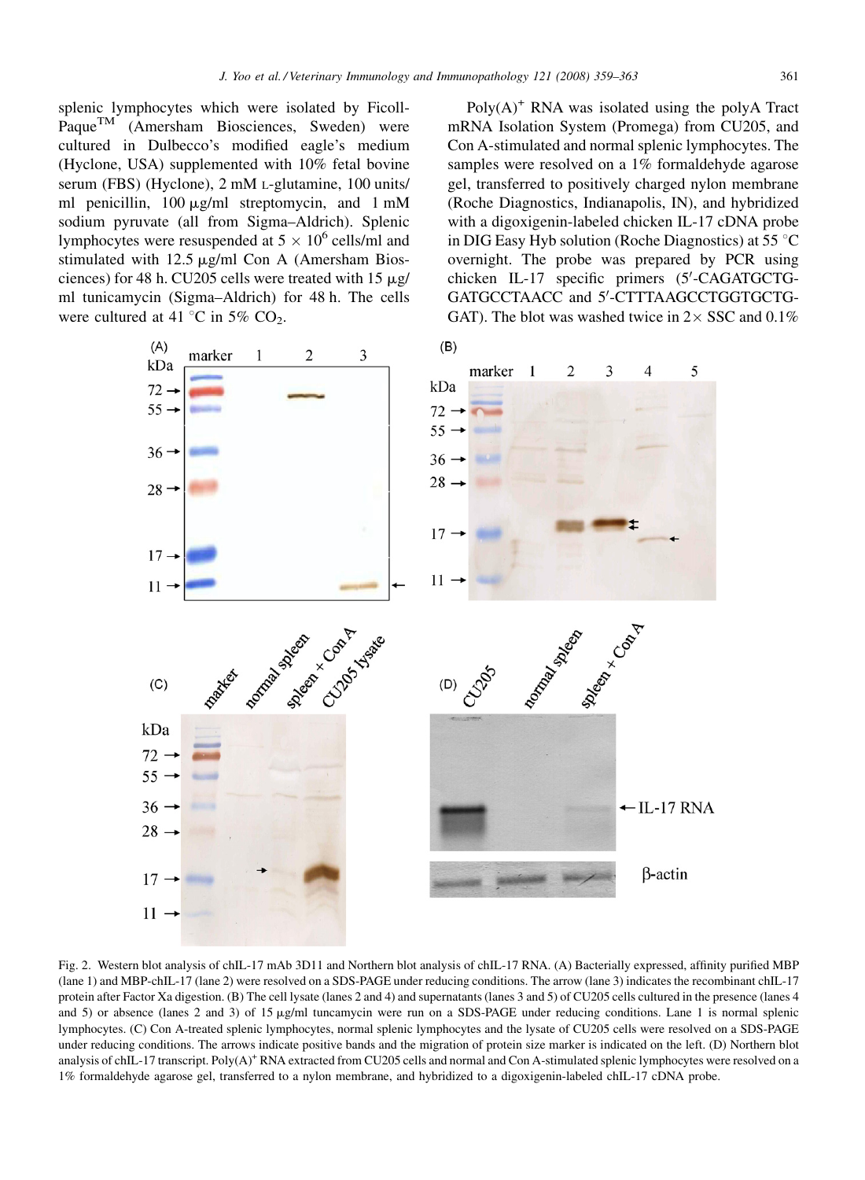splenic lymphocytes which were isolated by Ficoll-Paque™ (Amersham Biosciences, Sweden) were cultured in Dulbecco's modified eagle's medium (Hyclone, USA) supplemented with 10% fetal bovine serum (FBS) (Hyclone), 2 mM L-glutamine, 100 units/ml penicillin, 100 μg/ml streptomycin, and 1 mM sodium pyruvate (all from Sigma–Aldrich). Splenic lymphocytes were resuspended at $5 \times 10^6$ cells/ml and stimulated with 12.5 μg/ml Con A (Amersham Biosciences) for 48 h. CU205 cells were treated with 15 μg/ml tunicamycin (Sigma–Aldrich) for 48 h. The cells were cultured at 41 °C in 5% $CO_2$.

Poly(A)$^+$ RNA was isolated using the polyA Tract mRNA Isolation System (Promega) from CU205, and Con A-stimulated and normal splenic lymphocytes. The samples were resolved on a 1% formaldehyde agarose gel, transferred to positively charged nylon membrane (Roche Diagnostics, Indianapolis, IN), and hybridized with a digoxigenin-labeled chicken IL-17 cDNA probe in DIG Easy Hyb solution (Roche Diagnostics) at 55 °C overnight. The probe was prepared by PCR using chicken IL-17 specific primers (5′-CAGATGCTGGATGCCTAACC and 5′-CTTTAAGCCTGGTGCTGGAT). The blot was washed twice in 2× SSC and 0.1%

Fig. 2. Western blot analysis of chIL-17 mAb 3D11 and Northern blot analysis of chIL-17 RNA. (A) Bacterially expressed, affinity purified MBP (lane 1) and MBP-chIL-17 (lane 2) were resolved on a SDS-PAGE under reducing conditions. The arrow (lane 3) indicates the recombinant chIL-17 protein after Factor Xa digestion. (B) The cell lysate (lanes 2 and 4) and supernatants (lanes 3 and 5) of CU205 cells cultured in the presence (lanes 4 and 5) or absence (lanes 2 and 3) of 15 μg/ml tuncamycin were run on a SDS-PAGE under reducing conditions. Lane 1 is normal splenic lymphocytes. (C) Con A-treated splenic lymphocytes, normal splenic lymphocytes and the lysate of CU205 cells were resolved on a SDS-PAGE under reducing conditions. The arrows indicate positive bands and the migration of protein size marker is indicated on the left. (D) Northern blot analysis of chIL-17 transcript. Poly(A)$^+$ RNA extracted from CU205 cells and normal and Con A-stimulated splenic lymphocytes were resolved on a 1% formaldehyde agarose gel, transferred to a nylon membrane, and hybridized to a digoxigenin-labeled chIL-17 cDNA probe.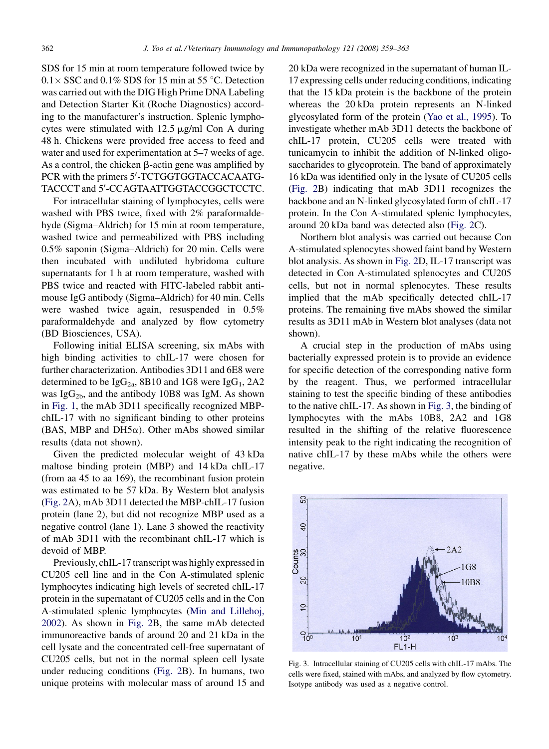SDS for 15 min at room temperature followed twice by $0.1\times$ SSC and 0.1% SDS for 15 min at 55 °C. Detection was carried out with the DIG High Prime DNA Labeling and Detection Starter Kit (Roche Diagnostics) according to the manufacturer's instruction. Splenic lymphocytes were stimulated with 12.5 μg/ml Con A during 48 h. Chickens were provided free access to feed and water and used for experimentation at 5–7 weeks of age. As a control, the chicken β-actin gene was amplified by PCR with the primers 5′-TCTGGTGGTACCACAATGTACCCT and 5′-CCAGTAATTGGTACCGGCTCCTC.

For intracellular staining of lymphocytes, cells were washed with PBS twice, fixed with 2% paraformaldehyde (Sigma–Aldrich) for 15 min at room temperature, washed twice and permeabilized with PBS including 0.5% saponin (Sigma–Aldrich) for 20 min. Cells were then incubated with undiluted hybridoma culture supernatants for 1 h at room temperature, washed with PBS twice and reacted with FITC-labeled rabbit anti-mouse IgG antibody (Sigma–Aldrich) for 40 min. Cells were washed twice again, resuspended in 0.5% paraformaldehyde and analyzed by flow cytometry (BD Biosciences, USA).

Following initial ELISA screening, six mAbs with high binding activities to chIL-17 were chosen for further characterization. Antibodies 3D11 and 6E8 were determined to be $IgG_{2a}$, 8B10 and 1G8 were $IgG_1$, 2A2 was $IgG_{2b}$, and the antibody 10B8 was IgM. As shown in Fig. 1, the mAb 3D11 specifically recognized MBP-chIL-17 with no significant binding to other proteins (BAS, MBP and DH5α). Other mAbs showed similar results (data not shown).

Given the predicted molecular weight of 43 kDa maltose binding protein (MBP) and 14 kDa chIL-17 (from aa 45 to aa 169), the recombinant fusion protein was estimated to be 57 kDa. By Western blot analysis (Fig. 2A), mAb 3D11 detected the MBP-chIL-17 fusion protein (lane 2), but did not recognize MBP used as a negative control (lane 1). Lane 3 showed the reactivity of mAb 3D11 with the recombinant chIL-17 which is devoid of MBP.

Previously, chIL-17 transcript was highly expressed in CU205 cell line and in the Con A-stimulated splenic lymphocytes indicating high levels of secreted chIL-17 protein in the supernatant of CU205 cells and in the Con A-stimulated splenic lymphocytes (Min and Lillehoj, 2002). As shown in Fig. 2B, the same mAb detected immunoreactive bands of around 20 and 21 kDa in the cell lysate and the concentrated cell-free supernatant of CU205 cells, but not in the normal spleen cell lysate under reducing conditions (Fig. 2B). In humans, two unique proteins with molecular mass of around 15 and 20 kDa were recognized in the supernatant of human IL-17 expressing cells under reducing conditions, indicating that the 15 kDa protein is the backbone of the protein whereas the 20 kDa protein represents an N-linked glycosylated form of the protein (Yao et al., 1995). To investigate whether mAb 3D11 detects the backbone of chIL-17 protein, CU205 cells were treated with tunicamycin to inhibit the addition of N-linked oligosaccharides to glycoprotein. The band of approximately 16 kDa was identified only in the lysate of CU205 cells (Fig. 2B) indicating that mAb 3D11 recognizes the backbone and an N-linked glycosylated form of chIL-17 protein. In the Con A-stimulated splenic lymphocytes, around 20 kDa band was detected also (Fig. 2C).

Northern blot analysis was carried out because Con A-stimulated splenocytes showed faint band by Western blot analysis. As shown in Fig. 2D, IL-17 transcript was detected in Con A-stimulated splenocytes and CU205 cells, but not in normal splenocytes. These results implied that the mAb specifically detected chIL-17 proteins. The remaining five mAbs showed the similar results as 3D11 mAb in Western blot analyses (data not shown).

A crucial step in the production of mAbs using bacterially expressed protein is to provide an evidence for specific detection of the corresponding native form by the reagent. Thus, we performed intracellular staining to test the specific binding of these antibodies to the native chIL-17. As shown in Fig. 3, the binding of lymphocytes with the mAbs 10B8, 2A2 and 1G8 resulted in the shifting of the relative fluorescence intensity peak to the right indicating the recognition of native chIL-17 by these mAbs while the others were negative.

Fig. 3. Intracellular staining of CU205 cells with chIL-17 mAbs. The cells were fixed, stained with mAbs, and analyzed by flow cytometry. Isotype antibody was used as a negative control.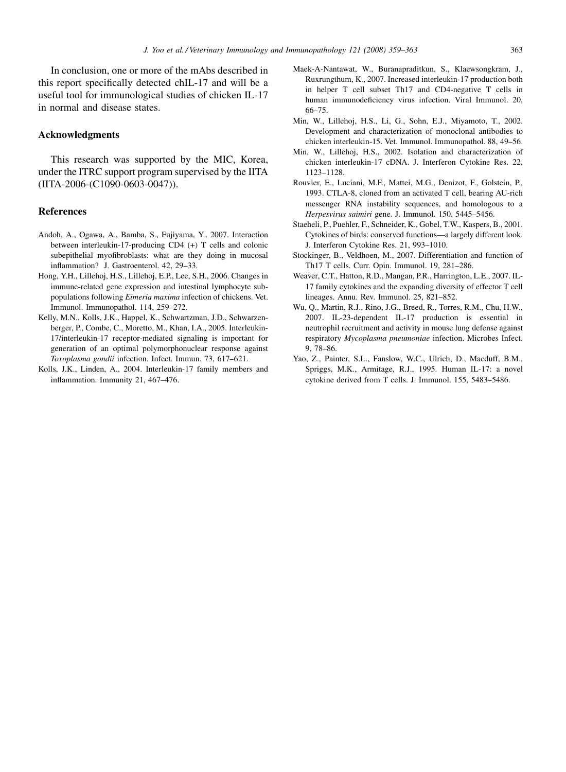In conclusion, one or more of the mAbs described in this report specifically detected chIL-17 and will be a useful tool for immunological studies of chicken IL-17 in normal and disease states.

## Acknowledgments

This research was supported by the MIC, Korea, under the ITRC support program supervised by the IITA (IITA-2006-(C1090-0603-0047)).

## References

Andoh, A., Ogawa, A., Bamba, S., Fujiyama, Y., 2007. Interaction between interleukin-17-producing CD4 (+) T cells and colonic subepithelial myofibroblasts: what are they doing in mucosal inflammation? J. Gastroenterol. 42, 29–33.

Hong, Y.H., Lillehoj, H.S., Lillehoj, E.P., Lee, S.H., 2006. Changes in immune-related gene expression and intestinal lymphocyte subpopulations following *Eimeria maxima* infection of chickens. Vet. Immunol. Immunopathol. 114, 259–272.

Kelly, M.N., Kolls, J.K., Happel, K., Schwartzman, J.D., Schwarzenberger, P., Combe, C., Moretto, M., Khan, I.A., 2005. Interleukin-17/interleukin-17 receptor-mediated signaling is important for generation of an optimal polymorphonuclear response against *Toxoplasma gondii* infection. Infect. Immun. 73, 617–621.

Kolls, J.K., Linden, A., 2004. Interleukin-17 family members and inflammation. Immunity 21, 467–476.

Maek-A-Nantawat, W., Buranapraditkun, S., Klaewsongkram, J., Ruxrungthum, K., 2007. Increased interleukin-17 production both in helper T cell subset Th17 and CD4-negative T cells in human immunodeficiency virus infection. Viral Immunol. 20, 66–75.

Min, W., Lillehoj, H.S., Li, G., Sohn, E.J., Miyamoto, T., 2002. Development and characterization of monoclonal antibodies to chicken interleukin-15. Vet. Immunol. Immunopathol. 88, 49–56.

Min, W., Lillehoj, H.S., 2002. Isolation and characterization of chicken interleukin-17 cDNA. J. Interferon Cytokine Res. 22, 1123–1128.

Rouvier, E., Luciani, M.F., Mattei, M.G., Denizot, F., Golstein, P., 1993. CTLA-8, cloned from an activated T cell, bearing AU-rich messenger RNA instability sequences, and homologous to a *Herpesvirus saimiri* gene. J. Immunol. 150, 5445–5456.

Staeheli, P., Puehler, F., Schneider, K., Gobel, T.W., Kaspers, B., 2001. Cytokines of birds: conserved functions—a largely different look. J. Interferon Cytokine Res. 21, 993–1010.

Stockinger, B., Veldhoen, M., 2007. Differentiation and function of Th17 T cells. Curr. Opin. Immunol. 19, 281–286.

Weaver, C.T., Hatton, R.D., Mangan, P.R., Harrington, L.E., 2007. IL-17 family cytokines and the expanding diversity of effector T cell lineages. Annu. Rev. Immunol. 25, 821–852.

Wu, Q., Martin, R.J., Rino, J.G., Breed, R., Torres, R.M., Chu, H.W., 2007. IL-23-dependent IL-17 production is essential in neutrophil recruitment and activity in mouse lung defense against respiratory *Mycoplasma pneumoniae* infection. Microbes Infect. 9, 78–86.

Yao, Z., Painter, S.L., Fanslow, W.C., Ulrich, D., Macduff, B.M., Spriggs, M.K., Armitage, R.J., 1995. Human IL-17: a novel cytokine derived from T cells. J. Immunol. 155, 5483–5486.